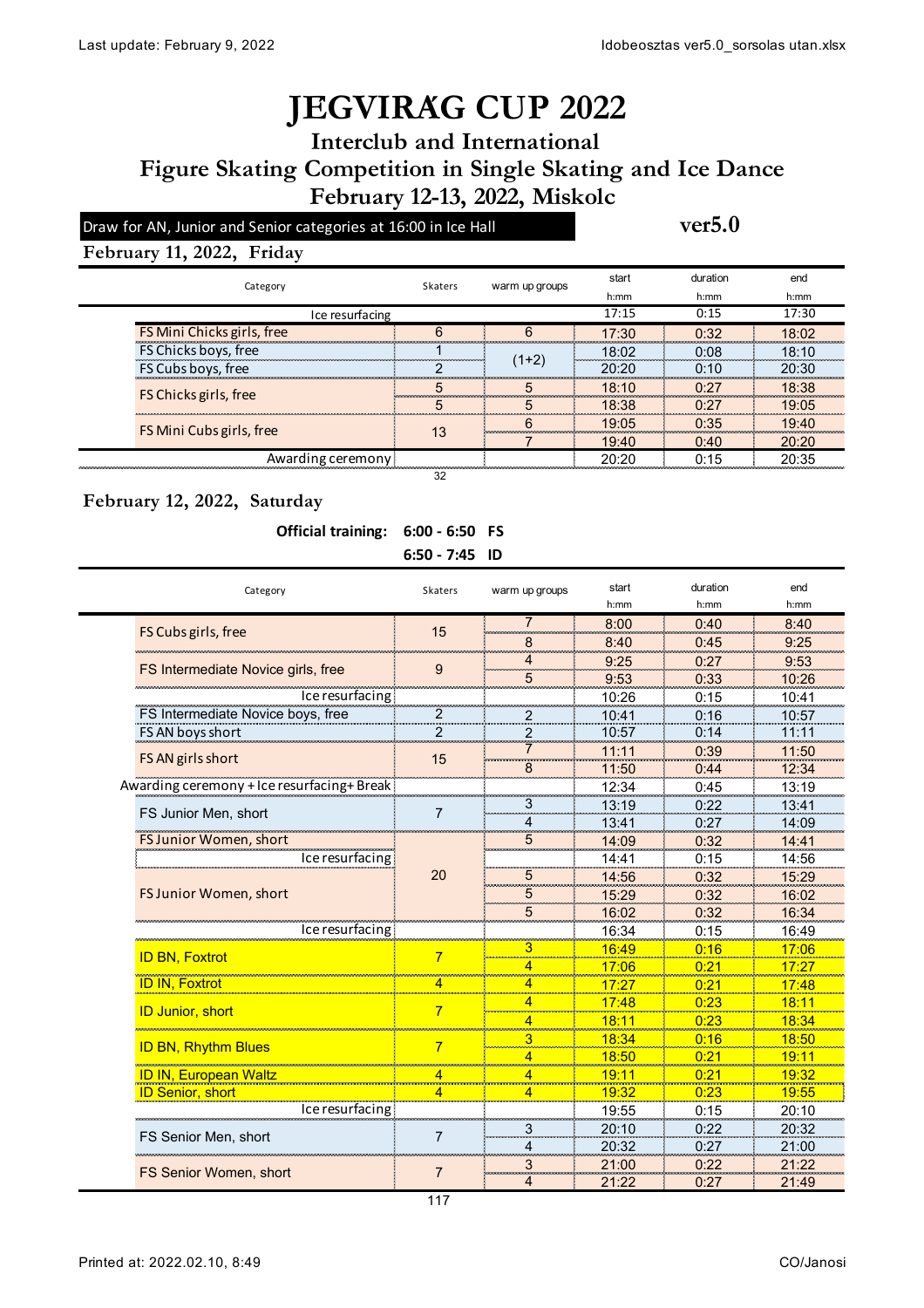Last update: February 9, 2022 | Idobeosztas ver5.0_sorsolas utan.xlsx

# JEGVIRÁG CUP 2022

## Interclub and International
## Figure Skating Competition in Single Skating and Ice Dance
## February 12-13, 2022, Miskolc

**Draw for AN, Junior and Senior categories at 16:00 in Ice Hall**

**ver5.0**

### February 11, 2022, Friday

| Category | Skaters | warm up groups | start h:mm | duration h:mm | end h:mm |
|---|---|---|---|---|---|
| Ice resurfacing | | | 17:15 | 0:15 | 17:30 |
| FS Mini Chicks girls, free | 6 | 6 | 17:30 | 0:32 | 18:02 |
| FS Chicks boys, free | 1 | (1+2) | 18:02 | 0:08 | 18:10 |
| FS Cubs boys, free | 2 | | 20:20 | 0:10 | 20:30 |
| FS Chicks girls, free | 5 | 5 | 18:10 | 0:27 | 18:38 |
| | 5 | 5 | 18:38 | 0:27 | 19:05 |
| FS Mini Cubs girls, free | 13 | 6 | 19:05 | 0:35 | 19:40 |
| | | 7 | 19:40 | 0:40 | 20:20 |
| Awarding ceremony | | | 20:20 | 0:15 | 20:35 |
| | 32 | | | | |

### February 12, 2022, Saturday

**Official training: 6:00 - 6:50 FS**
**6:50 - 7:45 ID**

| Category | Skaters | warm up groups | start h:mm | duration h:mm | end h:mm |
|---|---|---|---|---|---|
| FS Cubs girls, free | 15 | 7 | 8:00 | 0:40 | 8:40 |
| | | 8 | 8:40 | 0:45 | 9:25 |
| FS Intermediate Novice girls, free | 9 | 4 | 9:25 | 0:27 | 9:53 |
| | | 5 | 9:53 | 0:33 | 10:26 |
| Ice resurfacing | | | 10:26 | 0:15 | 10:41 |
| FS Intermediate Novice boys, free | 2 | 2 | 10:41 | 0:16 | 10:57 |
| FS AN boys short | 2 | 2 | 10:57 | 0:14 | 11:11 |
| FS AN girls short | 15 | 7 | 11:11 | 0:39 | 11:50 |
| | | 8 | 11:50 | 0:44 | 12:34 |
| Awarding ceremony + Ice resurfacing+ Break | | | 12:34 | 0:45 | 13:19 |
| FS Junior Men, short | 7 | 3 | 13:19 | 0:22 | 13:41 |
| | | 4 | 13:41 | 0:27 | 14:09 |
| FS Junior Women, short | 20 | 5 | 14:09 | 0:32 | 14:41 |
| Ice resurfacing | | | 14:41 | 0:15 | 14:56 |
| FS Junior Women, short | | 5 | 14:56 | 0:32 | 15:29 |
| | | 5 | 15:29 | 0:32 | 16:02 |
| | | 5 | 16:02 | 0:32 | 16:34 |
| Ice resurfacing | | | 16:34 | 0:15 | 16:49 |
| ID BN, Foxtrot | 7 | 3 | 16:49 | 0:16 | 17:06 |
| | | 4 | 17:06 | 0:21 | 17:27 |
| ID IN, Foxtrot | 4 | 4 | 17:27 | 0:21 | 17:48 |
| ID Junior, short | 7 | 4 | 17:48 | 0:23 | 18:11 |
| | | 4 | 18:11 | 0:23 | 18:34 |
| ID BN, Rhythm Blues | 7 | 3 | 18:34 | 0:16 | 18:50 |
| | | 4 | 18:50 | 0:21 | 19:11 |
| ID IN, European Waltz | 4 | 4 | 19:11 | 0:21 | 19:32 |
| ID Senior, short | 4 | 4 | 19:32 | 0:23 | 19:55 |
| Ice resurfacing | | | 19:55 | 0:15 | 20:10 |
| FS Senior Men, short | 7 | 3 | 20:10 | 0:22 | 20:32 |
| | | 4 | 20:32 | 0:27 | 21:00 |
| FS Senior Women, short | 7 | 3 | 21:00 | 0:22 | 21:22 |
| | | 4 | 21:22 | 0:27 | 21:49 |
| | 117 | | | | |

Printed at: 2022.02.10, 8:49 | CO/Janosi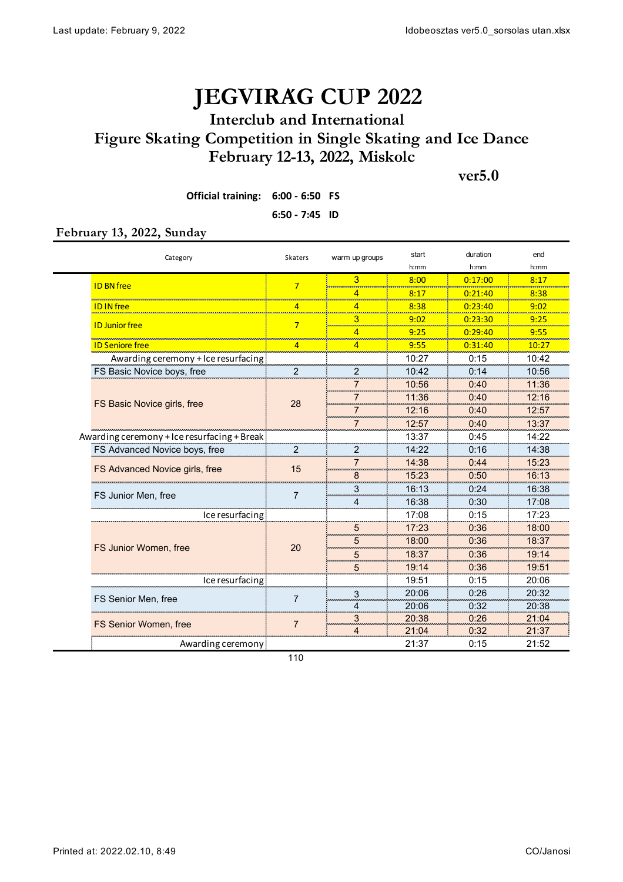# JEGVIRÁG CUP 2022

## Interclub and International

## Figure Skating Competition in Single Skating and Ice Dance

## February 12-13, 2022, Miskolc

**ver5.0**

**Official training: 6:00 - 6:50 FS**

**6:50 - 7:45 ID**

### February 13, 2022, Sunday

| Category | Skaters | warm up groups | start h:mm | duration h:mm | end h:mm |
|---|---|---|---|---|---|
| ID BN free | 7 | 3 | 8:00 | 0:17:00 | 8:17 |
| | | 4 | 8:17 | 0:21:40 | 8:38 |
| ID IN free | 4 | 4 | 8:38 | 0:23:40 | 9:02 |
| ID Junior free | 7 | 3 | 9:02 | 0:23:30 | 9:25 |
| | | 4 | 9:25 | 0:29:40 | 9:55 |
| ID Seniore free | 4 | 4 | 9:55 | 0:31:40 | 10:27 |
| Awarding ceremony + Ice resurfacing | | | 10:27 | 0:15 | 10:42 |
| FS Basic Novice boys, free | 2 | 2 | 10:42 | 0:14 | 10:56 |
| FS Basic Novice girls, free | 28 | 7 | 10:56 | 0:40 | 11:36 |
| | | 7 | 11:36 | 0:40 | 12:16 |
| | | 7 | 12:16 | 0:40 | 12:57 |
| | | 7 | 12:57 | 0:40 | 13:37 |
| Awarding ceremony + Ice resurfacing + Break | | | 13:37 | 0:45 | 14:22 |
| FS Advanced Novice boys, free | 2 | 2 | 14:22 | 0:16 | 14:38 |
| FS Advanced Novice girls, free | 15 | 7 | 14:38 | 0:44 | 15:23 |
| | | 8 | 15:23 | 0:50 | 16:13 |
| FS Junior Men, free | 7 | 3 | 16:13 | 0:24 | 16:38 |
| | | 4 | 16:38 | 0:30 | 17:08 |
| Ice resurfacing | | | 17:08 | 0:15 | 17:23 |
| FS Junior Women, free | 20 | 5 | 17:23 | 0:36 | 18:00 |
| | | 5 | 18:00 | 0:36 | 18:37 |
| | | 5 | 18:37 | 0:36 | 19:14 |
| | | 5 | 19:14 | 0:36 | 19:51 |
| Ice resurfacing | | | 19:51 | 0:15 | 20:06 |
| FS Senior Men, free | 7 | 3 | 20:06 | 0:26 | 20:32 |
| | | 4 | 20:06 | 0:32 | 20:38 |
| FS Senior Women, free | 7 | 3 | 20:38 | 0:26 | 21:04 |
| | | 4 | 21:04 | 0:32 | 21:37 |
| Awarding ceremony | | | 21:37 | 0:15 | 21:52 |
| | 110 | | | | |